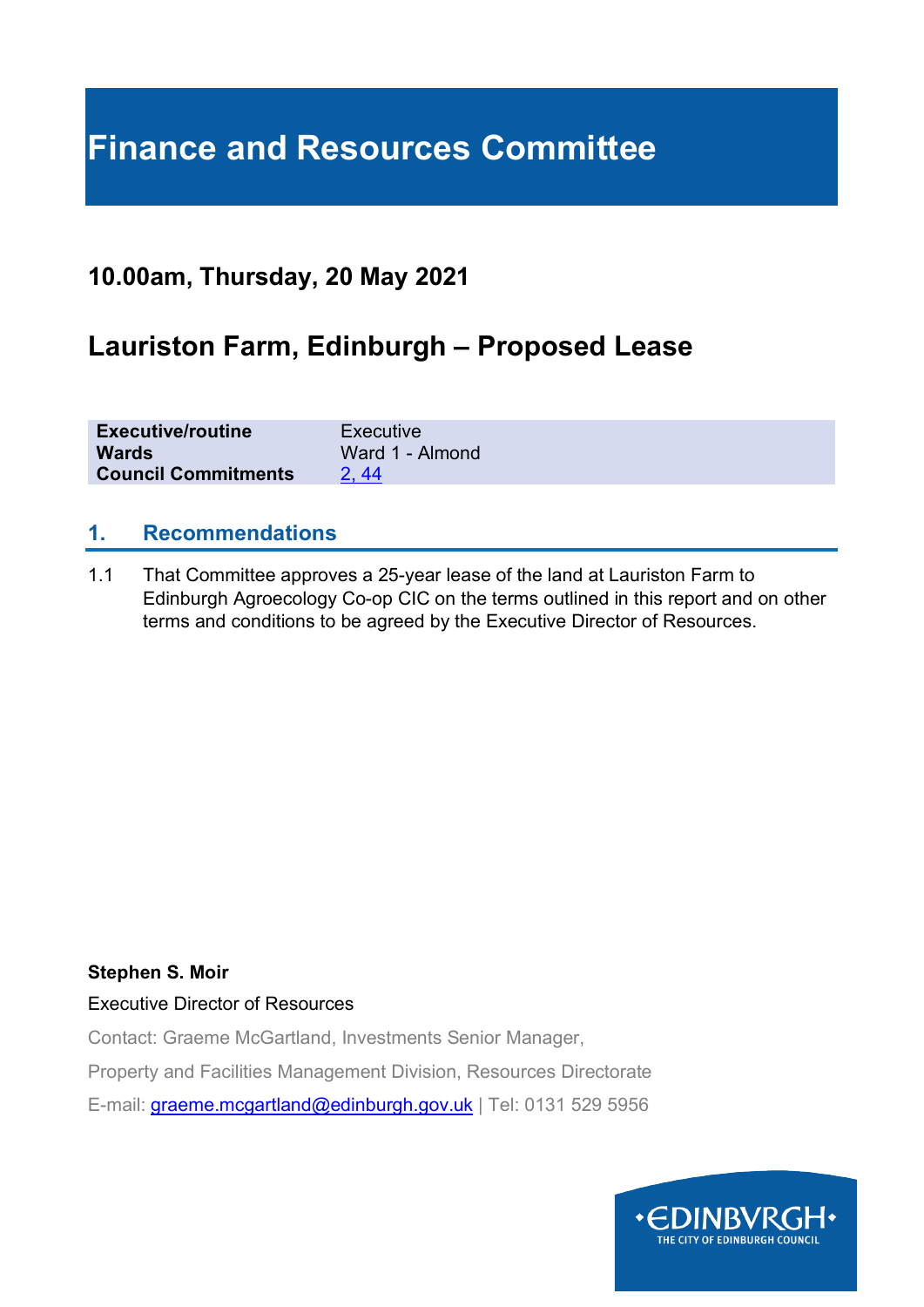# Finance and Resources Committee

## 10.00am, Thursday, 20 May 2021

## Lauriston Farm, Edinburgh – Proposed Lease

| | |
|---|---|
| **Executive/routine** | Executive |
| **Wards** | Ward 1 - Almond |
| **Council Commitments** | 2, 44 |

## 1. Recommendations

1.1 That Committee approves a 25-year lease of the land at Lauriston Farm to Edinburgh Agroecology Co-op CIC on the terms outlined in this report and on other terms and conditions to be agreed by the Executive Director of Resources.

**Stephen S. Moir**

Executive Director of Resources

Contact: Graeme McGartland, Investments Senior Manager,

Property and Facilities Management Division, Resources Directorate

E-mail: graeme.mcgartland@edinburgh.gov.uk | Tel: 0131 529 5956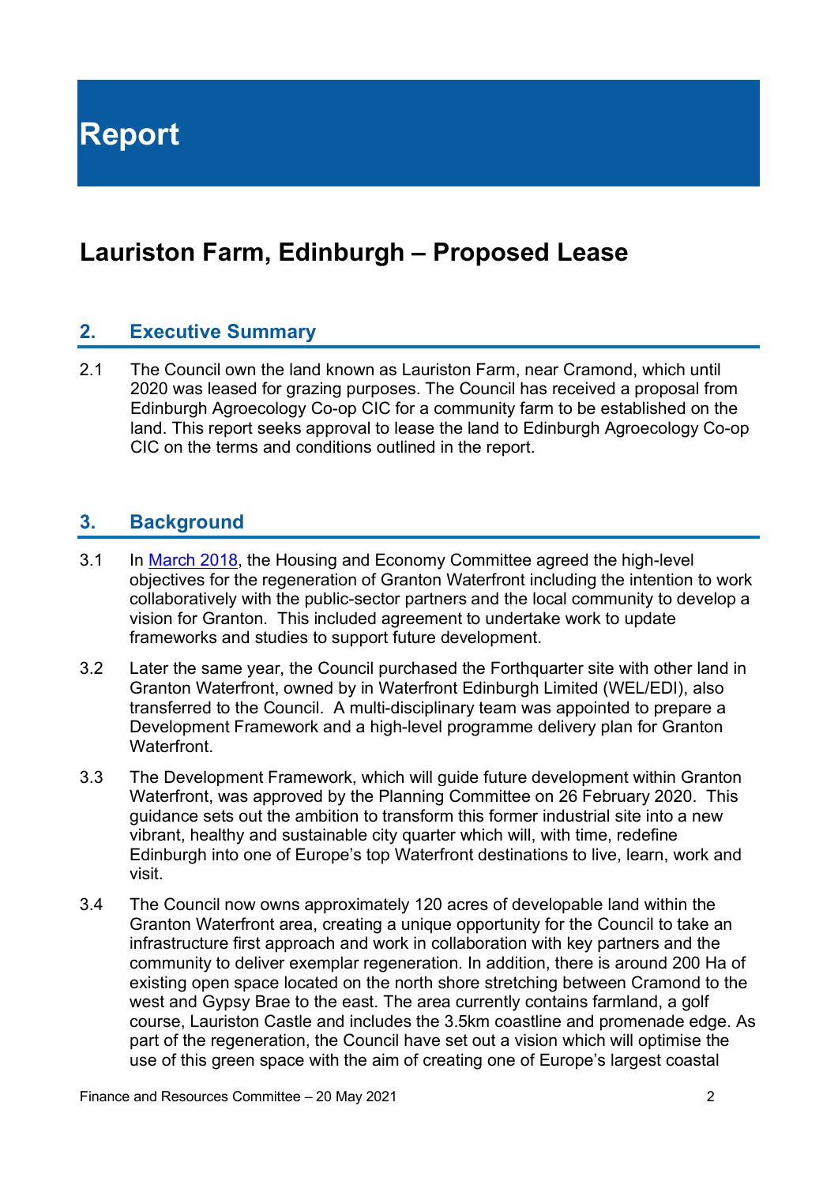# Report

## Lauriston Farm, Edinburgh – Proposed Lease

### 2. Executive Summary

2.1 The Council own the land known as Lauriston Farm, near Cramond, which until 2020 was leased for grazing purposes. The Council has received a proposal from Edinburgh Agroecology Co-op CIC for a community farm to be established on the land. This report seeks approval to lease the land to Edinburgh Agroecology Co-op CIC on the terms and conditions outlined in the report.

### 3. Background

3.1 In [March 2018], the Housing and Economy Committee agreed the high-level objectives for the regeneration of Granton Waterfront including the intention to work collaboratively with the public-sector partners and the local community to develop a vision for Granton. This included agreement to undertake work to update frameworks and studies to support future development.

3.2 Later the same year, the Council purchased the Forthquarter site with other land in Granton Waterfront, owned by in Waterfront Edinburgh Limited (WEL/EDI), also transferred to the Council. A multi-disciplinary team was appointed to prepare a Development Framework and a high-level programme delivery plan for Granton Waterfront.

3.3 The Development Framework, which will guide future development within Granton Waterfront, was approved by the Planning Committee on 26 February 2020. This guidance sets out the ambition to transform this former industrial site into a new vibrant, healthy and sustainable city quarter which will, with time, redefine Edinburgh into one of Europe's top Waterfront destinations to live, learn, work and visit.

3.4 The Council now owns approximately 120 acres of developable land within the Granton Waterfront area, creating a unique opportunity for the Council to take an infrastructure first approach and work in collaboration with key partners and the community to deliver exemplar regeneration. In addition, there is around 200 Ha of existing open space located on the north shore stretching between Cramond to the west and Gypsy Brae to the east. The area currently contains farmland, a golf course, Lauriston Castle and includes the 3.5km coastline and promenade edge. As part of the regeneration, the Council have set out a vision which will optimise the use of this green space with the aim of creating one of Europe's largest coastal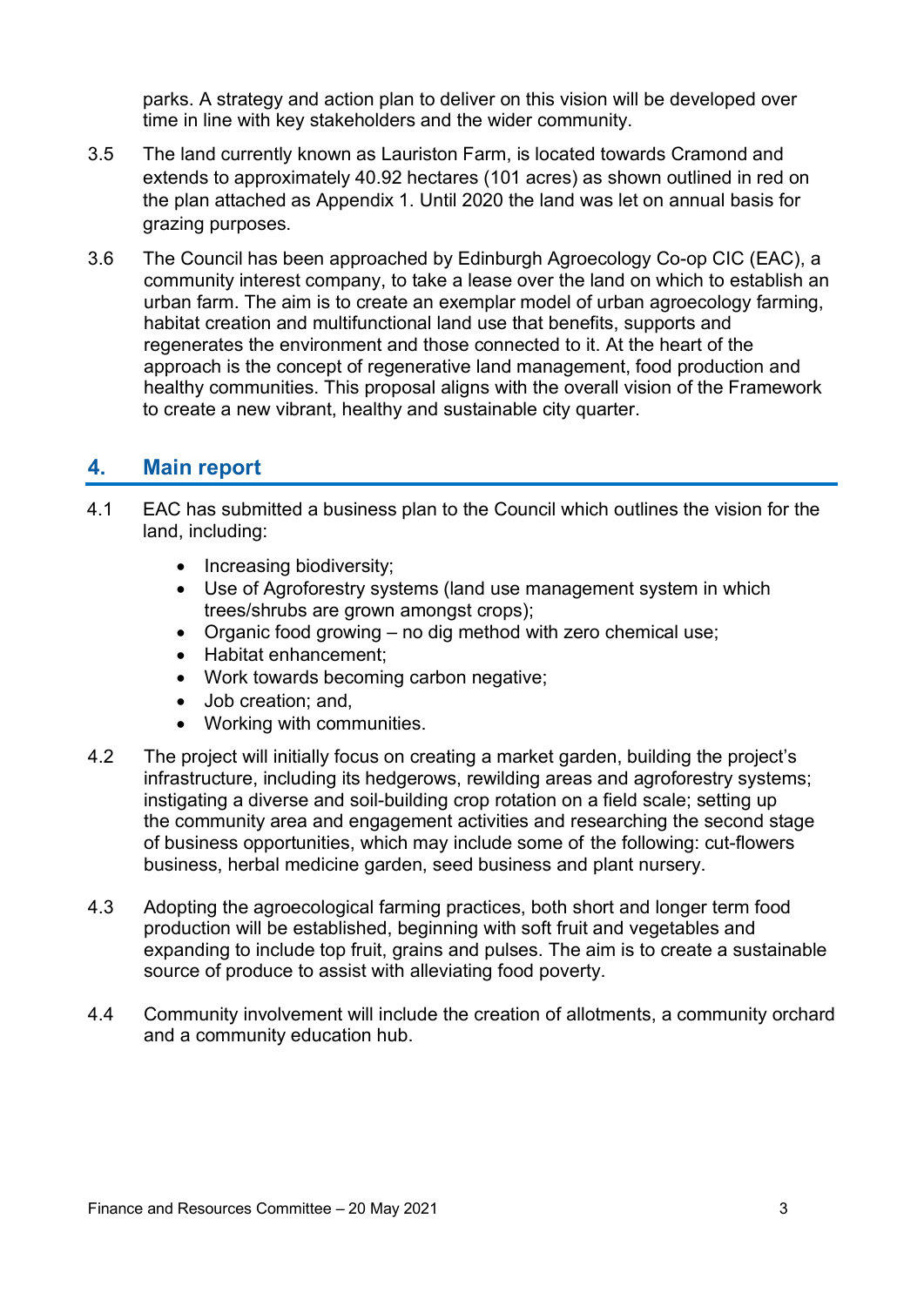parks. A strategy and action plan to deliver on this vision will be developed over time in line with key stakeholders and the wider community.

3.5 The land currently known as Lauriston Farm, is located towards Cramond and extends to approximately 40.92 hectares (101 acres) as shown outlined in red on the plan attached as Appendix 1. Until 2020 the land was let on annual basis for grazing purposes.

3.6 The Council has been approached by Edinburgh Agroecology Co-op CIC (EAC), a community interest company, to take a lease over the land on which to establish an urban farm. The aim is to create an exemplar model of urban agroecology farming, habitat creation and multifunctional land use that benefits, supports and regenerates the environment and those connected to it. At the heart of the approach is the concept of regenerative land management, food production and healthy communities. This proposal aligns with the overall vision of the Framework to create a new vibrant, healthy and sustainable city quarter.

## 4. Main report

4.1 EAC has submitted a business plan to the Council which outlines the vision for the land, including:

- Increasing biodiversity;
- Use of Agroforestry systems (land use management system in which trees/shrubs are grown amongst crops);
- Organic food growing – no dig method with zero chemical use;
- Habitat enhancement;
- Work towards becoming carbon negative;
- Job creation; and,
- Working with communities.

4.2 The project will initially focus on creating a market garden, building the project's infrastructure, including its hedgerows, rewilding areas and agroforestry systems; instigating a diverse and soil-building crop rotation on a field scale; setting up the community area and engagement activities and researching the second stage of business opportunities, which may include some of the following: cut-flowers business, herbal medicine garden, seed business and plant nursery.

4.3 Adopting the agroecological farming practices, both short and longer term food production will be established, beginning with soft fruit and vegetables and expanding to include top fruit, grains and pulses. The aim is to create a sustainable source of produce to assist with alleviating food poverty.

4.4 Community involvement will include the creation of allotments, a community orchard and a community education hub.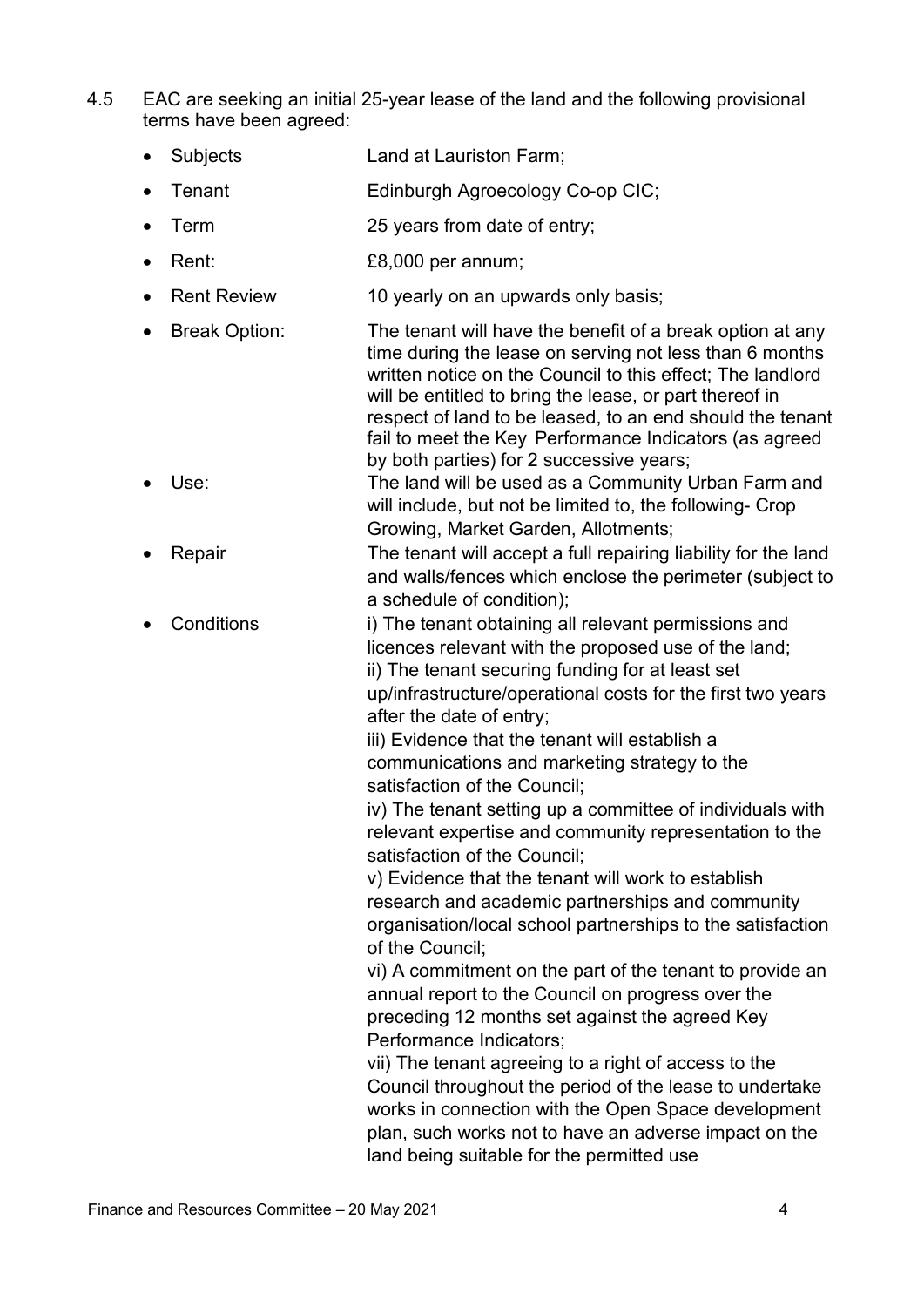4.5 EAC are seeking an initial 25-year lease of the land and the following provisional terms have been agreed:

- Subjects — Land at Lauriston Farm;
- Tenant — Edinburgh Agroecology Co-op CIC;
- Term — 25 years from date of entry;
- Rent: — £8,000 per annum;
- Rent Review — 10 yearly on an upwards only basis;
- Break Option: — The tenant will have the benefit of a break option at any time during the lease on serving not less than 6 months written notice on the Council to this effect; The landlord will be entitled to bring the lease, or part thereof in respect of land to be leased, to an end should the tenant fail to meet the Key Performance Indicators (as agreed by both parties) for 2 successive years;
- Use: — The land will be used as a Community Urban Farm and will include, but not be limited to, the following- Crop Growing, Market Garden, Allotments;
- Repair — The tenant will accept a full repairing liability for the land and walls/fences which enclose the perimeter (subject to a schedule of condition);
- Conditions — i) The tenant obtaining all relevant permissions and licences relevant with the proposed use of the land;
  ii) The tenant securing funding for at least set up/infrastructure/operational costs for the first two years after the date of entry;
  iii) Evidence that the tenant will establish a communications and marketing strategy to the satisfaction of the Council;
  iv) The tenant setting up a committee of individuals with relevant expertise and community representation to the satisfaction of the Council;
  v) Evidence that the tenant will work to establish research and academic partnerships and community organisation/local school partnerships to the satisfaction of the Council;
  vi) A commitment on the part of the tenant to provide an annual report to the Council on progress over the preceding 12 months set against the agreed Key Performance Indicators;
  vii) The tenant agreeing to a right of access to the Council throughout the period of the lease to undertake works in connection with the Open Space development plan, such works not to have an adverse impact on the land being suitable for the permitted use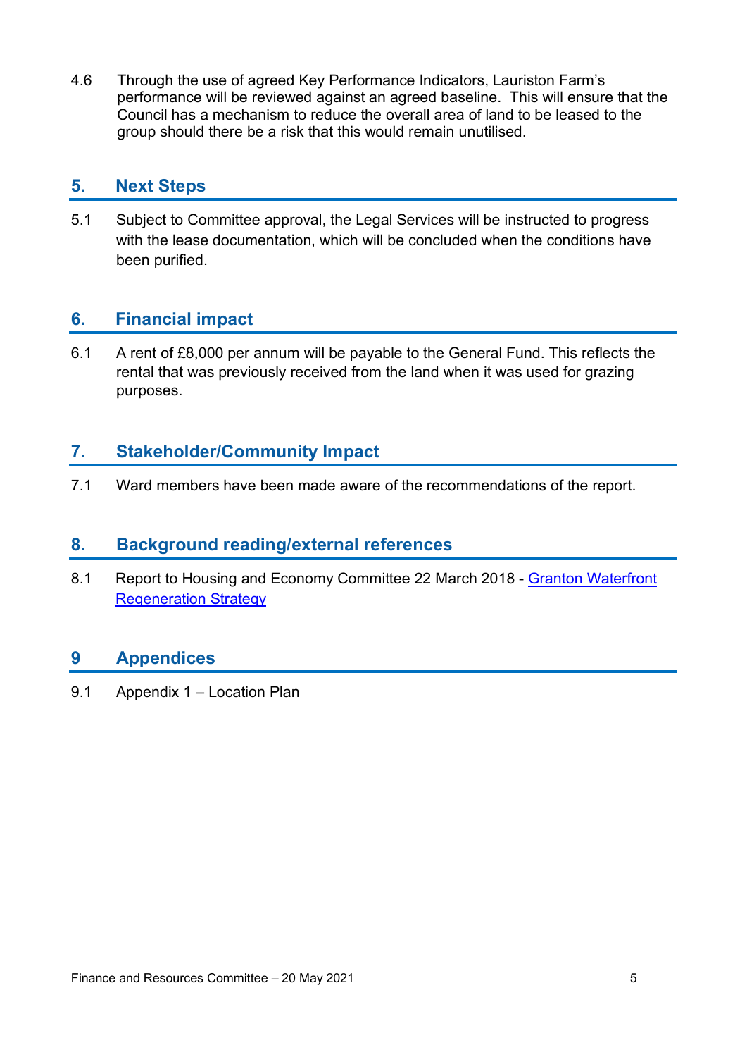4.6 Through the use of agreed Key Performance Indicators, Lauriston Farm's performance will be reviewed against an agreed baseline. This will ensure that the Council has a mechanism to reduce the overall area of land to be leased to the group should there be a risk that this would remain unutilised.

## 5. Next Steps

5.1 Subject to Committee approval, the Legal Services will be instructed to progress with the lease documentation, which will be concluded when the conditions have been purified.

## 6. Financial impact

6.1 A rent of £8,000 per annum will be payable to the General Fund. This reflects the rental that was previously received from the land when it was used for grazing purposes.

## 7. Stakeholder/Community Impact

7.1 Ward members have been made aware of the recommendations of the report.

## 8. Background reading/external references

8.1 Report to Housing and Economy Committee 22 March 2018 - Granton Waterfront Regeneration Strategy

## 9 Appendices

9.1 Appendix 1 – Location Plan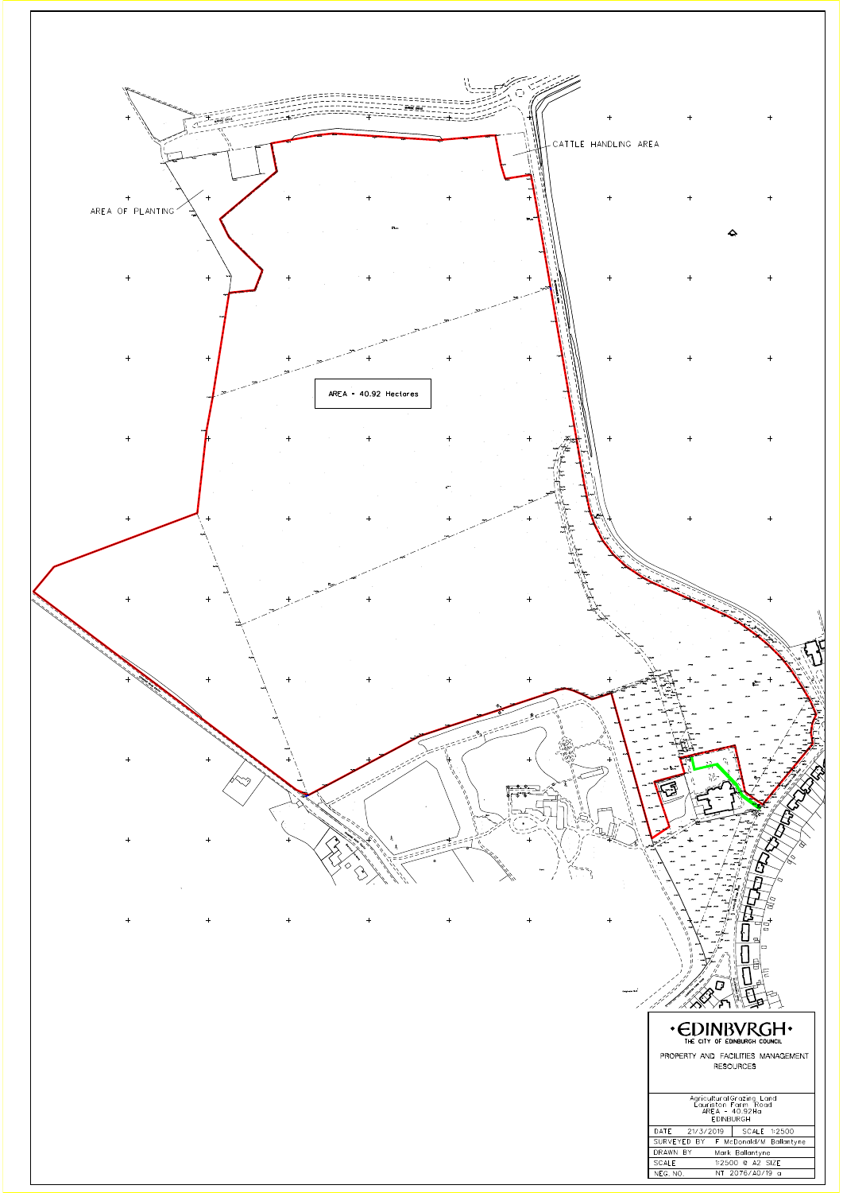CATTLE HANDLING AREA

AREA OF PLANTING

AREA = 40.92 Hectares

**·EDINBVRGH·**
THE CITY OF EDINBURGH COUNCIL

PROPERTY AND FACILITIES MANAGEMENT
RESOURCES

Agricultural Grazing Land
Lauriston Farm Road
AREA = 40.92Ha
EDINBURGH

| | |
|---|---|
| DATE 21/3/2019 | SCALE 1:2500 |
| SURVEYED BY | F McDonald/M Ballantyne |
| DRAWN BY | Mark Ballantyne |
| SCALE | 1:2500 @ A2 SIZE |
| NEG. NO. | NT 2076/A0/19 a |